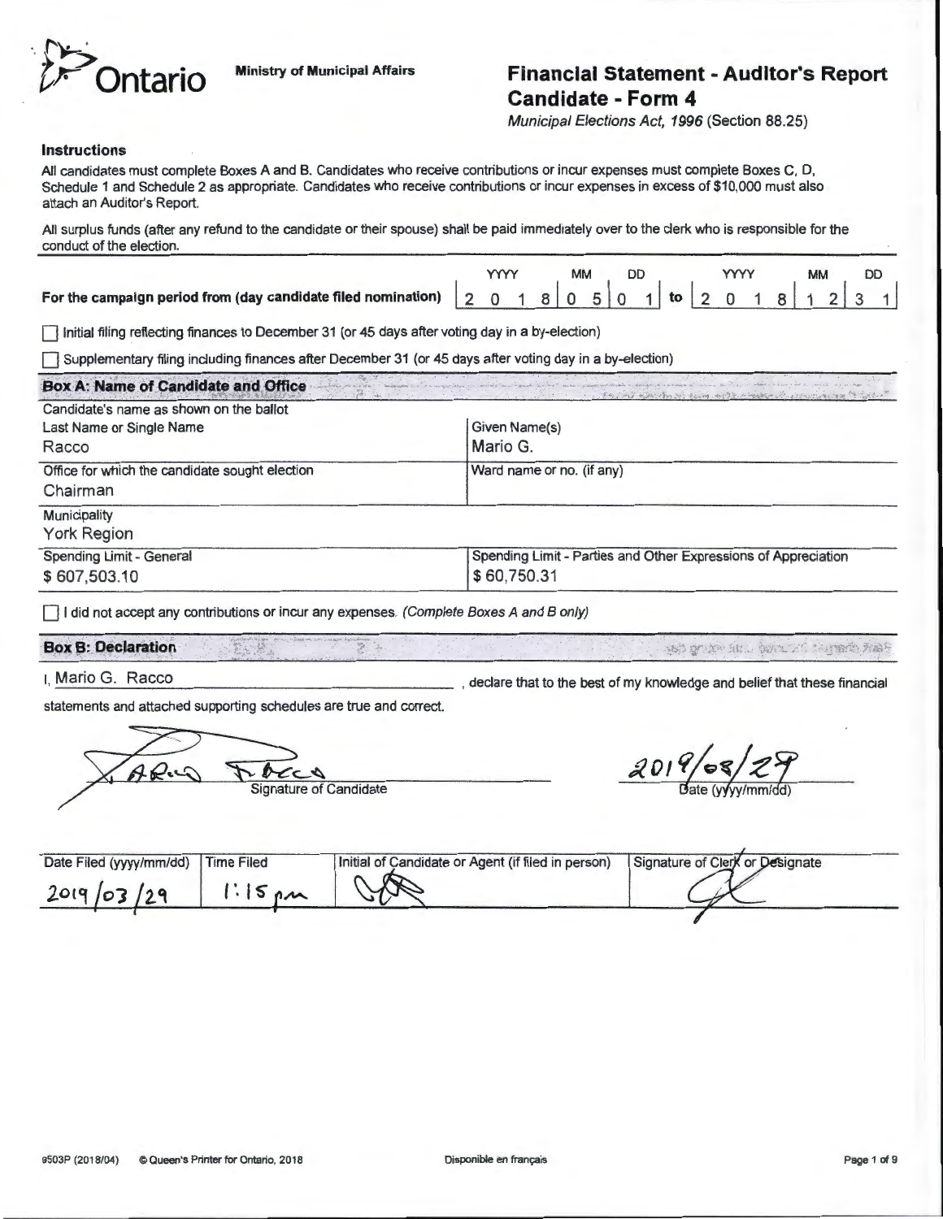Ontario

Ministry of Municipal Affairs

# Financial Statement - Auditor's Report Candidate - Form 4

*Municipal Elections Act, 1996* (Section 88.25)

### Instructions

All candidates must complete Boxes A and B. Candidates who receive contributions or incur expenses must complete Boxes C, D, Schedule 1 and Schedule 2 as appropriate. Candidates who receive contributions or incur expenses in excess of $10,000 must also attach an Auditor's Report.

All surplus funds (after any refund to the candidate or their spouse) shall be paid immediately over to the clerk who is responsible for the conduct of the election.

**For the campaign period from (day candidate filed nomination)** 2018/05/01 **to** 2018/12/31 (YYYY/MM/DD)

☐ Initial filing reflecting finances to December 31 (or 45 days after voting day in a by-election)

☐ Supplementary filing including finances after December 31 (or 45 days after voting day in a by-election)

### Box A: Name of Candidate and Office

| Candidate's name as shown on the ballot — Last Name or Single Name | Given Name(s) |
|---|---|
| Racco | Mario G. |
| **Office for which the candidate sought election** | **Ward name or no. (if any)** |
| Chairman | |
| **Municipality** | |
| York Region | |
| **Spending Limit - General** | **Spending Limit - Parties and Other Expressions of Appreciation** |
| $ 607,503.10 | $ 60,750.31 |

☐ I did not accept any contributions or incur any expenses. *(Complete Boxes A and B only)*

### Box B: Declaration

I, Mario G. Racco, declare that to the best of my knowledge and belief that these financial statements and attached supporting schedules are true and correct.

Signature of Candidate: [signature]

Date (yyyy/mm/dd): 2019/03/29

| Date Filed (yyyy/mm/dd) | Time Filed | Initial of Candidate or Agent (if filed in person) | Signature of Clerk or Designate |
|---|---|---|---|
| 2019/03/29 | 1:15 pm | [initials] | [signature] |

9503P (2018/04) © Queen's Printer for Ontario, 2018 Disponible en français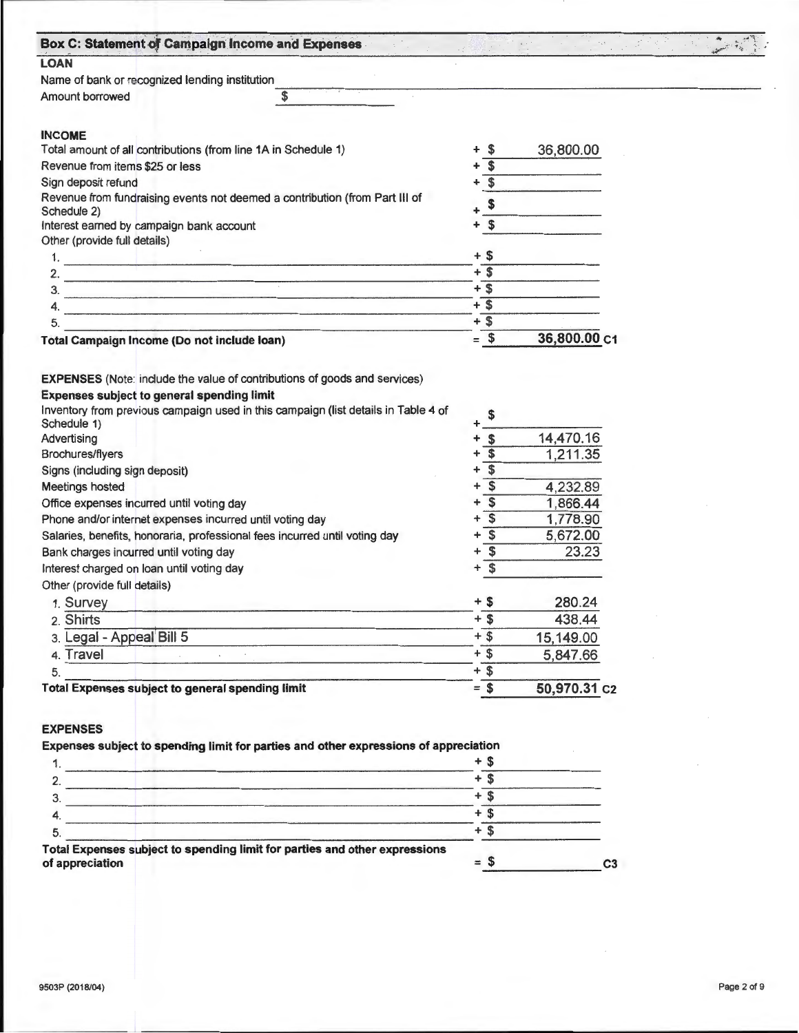## Box C: Statement of Campaign Income and Expenses

### LOAN

Name of bank or recognized lending institution

Amount borrowed $

### INCOME

| Item | | Amount |
|---|---|---|
| Total amount of all contributions (from line 1A in Schedule 1) | + $ | 36,800.00 |
| Revenue from items $25 or less | + $ | |
| Sign deposit refund | + $ | |
| Revenue from fundraising events not deemed a contribution (from Part III of Schedule 2) | + $ | |
| Interest earned by campaign bank account | + $ | |
| Other (provide full details) | | |
| 1. | + $ | |
| 2. | + $ | |
| 3. | + $ | |
| 4. | + $ | |
| 5. | + $ | |
| **Total Campaign Income (Do not include loan)** | = $ | **36,800.00** C1 |

### EXPENSES (Note: include the value of contributions of goods and services)

**Expenses subject to general spending limit**

| Item | | Amount |
|---|---|---|
| Inventory from previous campaign used in this campaign (list details in Table 4 of Schedule 1) | + $ | |
| Advertising | + $ | 14,470.16 |
| Brochures/flyers | + $ | 1,211.35 |
| Signs (including sign deposit) | + $ | |
| Meetings hosted | + $ | 4,232.89 |
| Office expenses incurred until voting day | + $ | 1,866.44 |
| Phone and/or internet expenses incurred until voting day | + $ | 1,778.90 |
| Salaries, benefits, honoraria, professional fees incurred until voting day | + $ | 5,672.00 |
| Bank charges incurred until voting day | + $ | 23.23 |
| Interest charged on loan until voting day | + $ | |
| Other (provide full details) | | |
| 1. Survey | + $ | 280.24 |
| 2. Shirts | + $ | 438.44 |
| 3. Legal - Appeal Bill 5 | + $ | 15,149.00 |
| 4. Travel | + $ | 5,847.66 |
| 5. | + $ | |
| **Total Expenses subject to general spending limit** | = $ | **50,970.31** C2 |

### EXPENSES

**Expenses subject to spending limit for parties and other expressions of appreciation**

| Item | | Amount |
|---|---|---|
| 1. | + $ | |
| 2. | + $ | |
| 3. | + $ | |
| 4. | + $ | |
| 5. | + $ | |
| **Total Expenses subject to spending limit for parties and other expressions of appreciation** | = $ | C3 |

9503P (2018/04)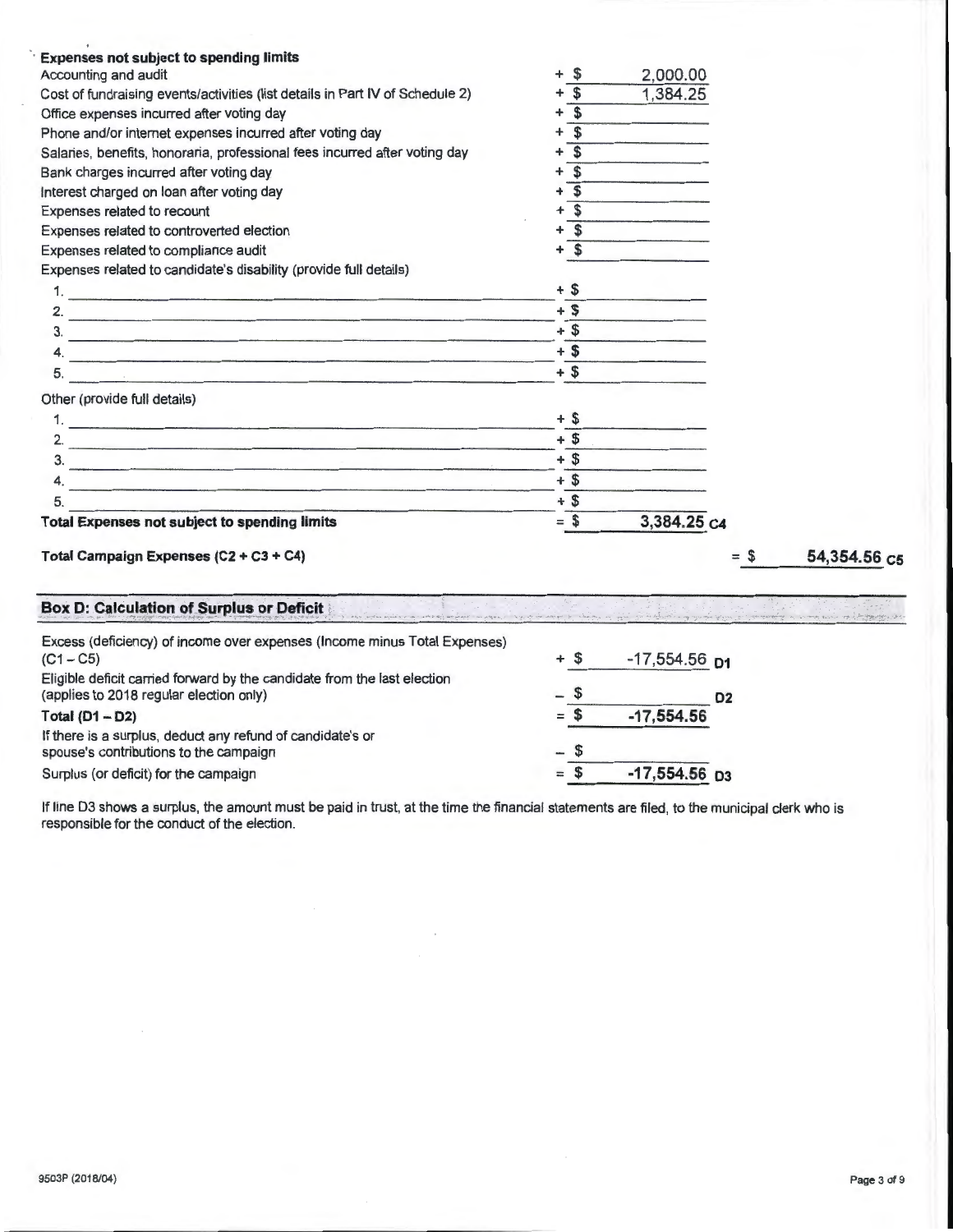**Expenses not subject to spending limits**

| Item | | Amount | |
|---|---|---|---|
| Accounting and audit | + $ | 2,000.00 | |
| Cost of fundraising events/activities (list details in Part IV of Schedule 2) | + $ | 1,384.25 | |
| Office expenses incurred after voting day | + $ | | |
| Phone and/or internet expenses incurred after voting day | + $ | | |
| Salaries, benefits, honoraria, professional fees incurred after voting day | + $ | | |
| Bank charges incurred after voting day | + $ | | |
| Interest charged on loan after voting day | + $ | | |
| Expenses related to recount | + $ | | |
| Expenses related to controverted election | + $ | | |
| Expenses related to compliance audit | + $ | | |
| Expenses related to candidate's disability (provide full details) | | | |
| 1. | + $ | | |
| 2. | + $ | | |
| 3. | + $ | | |
| 4. | + $ | | |
| 5. | + $ | | |
| Other (provide full details) | | | |
| 1. | + $ | | |
| 2. | + $ | | |
| 3. | + $ | | |
| 4. | + $ | | |
| 5. | + $ | | |
| **Total Expenses not subject to spending limits** | = $ | 3,384.25 | C4 |

**Total Campaign Expenses (C2 + C3 + C4)** = $ **54,354.56** C5

## Box D: Calculation of Surplus or Deficit

| Item | | Amount | |
|---|---|---|---|
| Excess (deficiency) of income over expenses (Income minus Total Expenses) (C1 – C5) | + $ | -17,554.56 | D1 |
| Eligible deficit carried forward by the candidate from the last election (applies to 2018 regular election only) | – $ | | D2 |
| **Total (D1 – D2)** | = $ | -17,554.56 | |
| If there is a surplus, deduct any refund of candidate's or spouse's contributions to the campaign | – $ | | |
| Surplus (or deficit) for the campaign | = $ | -17,554.56 | D3 |

If line D3 shows a surplus, the amount must be paid in trust, at the time the financial statements are filed, to the municipal clerk who is responsible for the conduct of the election.

9503P (2018/04)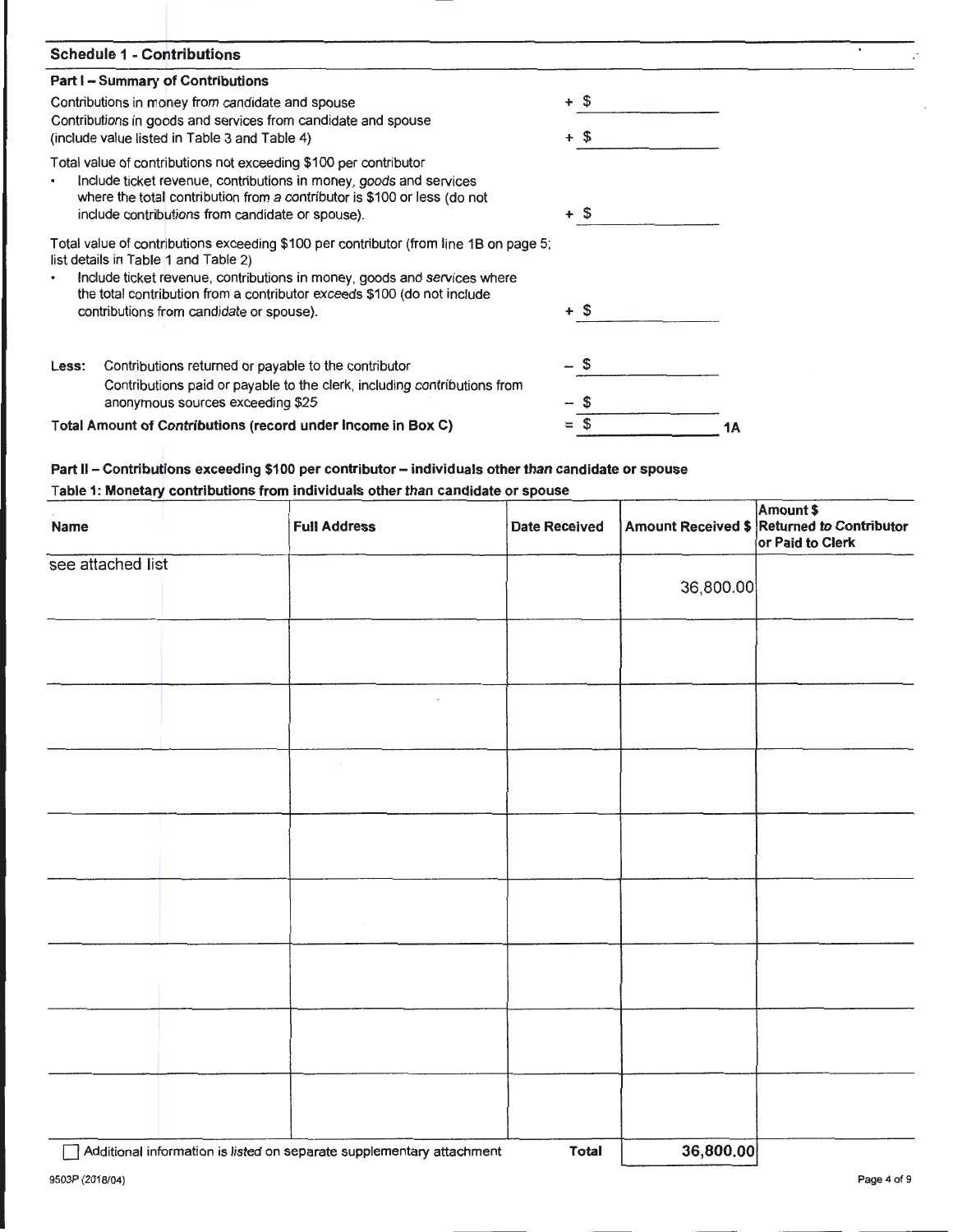## Schedule 1 - Contributions

### Part I – Summary of Contributions

| | |
|---|---|
| Contributions in money from candidate and spouse | + $ |
| Contributions in goods and services from candidate and spouse (include value listed in Table 3 and Table 4) | + $ |
| Total value of contributions not exceeding $100 per contributor<br>• Include ticket revenue, contributions in money, goods and services where the total contribution from a contributor is $100 or less (do not include contributions from candidate or spouse). | + $ |
| Total value of contributions exceeding $100 per contributor (from line 1B on page 5; list details in Table 1 and Table 2)<br>• Include ticket revenue, contributions in money, goods and services where the total contribution from a contributor exceeds $100 (do not include contributions from candidate or spouse). | + $ |
| **Less:** Contributions returned or payable to the contributor | – $ |
| Contributions paid or payable to the clerk, including contributions from anonymous sources exceeding $25 | – $ |
| **Total Amount of Contributions (record under Income in Box C)** | = $ **1A** |

### Part II – Contributions exceeding $100 per contributor – individuals other than candidate or spouse

**Table 1: Monetary contributions from individuals other than candidate or spouse**

| Name | Full Address | Date Received | Amount Received $ | Amount $ Returned to Contributor or Paid to Clerk |
|---|---|---|---|---|
| see attached list | | | 36,800.00 | |
| | | | | |
| | | | | |
| | | | | |
| | | | | |
| | | | | |
| | | | | |
| | | | | |
| | | | | |
| ☐ Additional information is listed on separate supplementary attachment | | **Total** | **36,800.00** | |

9503P (2018/04)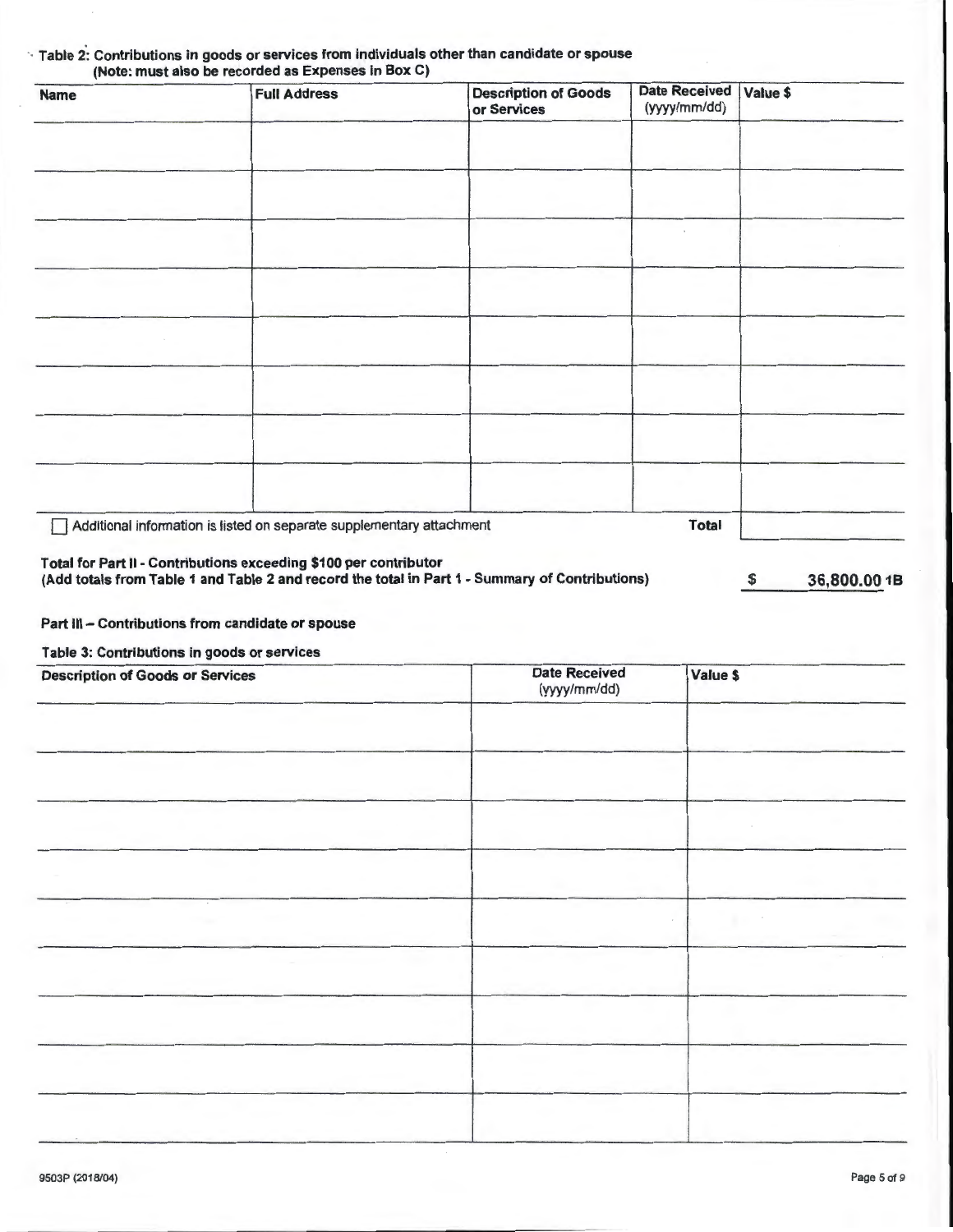**Table 2: Contributions in goods or services from individuals other than candidate or spouse (Note: must also be recorded as Expenses in Box C)**

| Name | Full Address | Description of Goods or Services | Date Received (yyyy/mm/dd) | Value $ |
|---|---|---|---|---|
| | | | | |
| | | | | |
| | | | | |
| | | | | |
| | | | | |
| | | | | |
| | | | | |
| | | | | |

☐ Additional information is listed on separate supplementary attachment **Total**

**Total for Part II - Contributions exceeding $100 per contributor**
**(Add totals from Table 1 and Table 2 and record the total in Part 1 - Summary of Contributions)** **$ 36,800.00 1B**

**Part III – Contributions from candidate or spouse**

**Table 3: Contributions in goods or services**

| Description of Goods or Services | Date Received (yyyy/mm/dd) | Value $ |
|---|---|---|
| | | |
| | | |
| | | |
| | | |
| | | |
| | | |
| | | |
| | | |
| | | |

9503P (2018/04)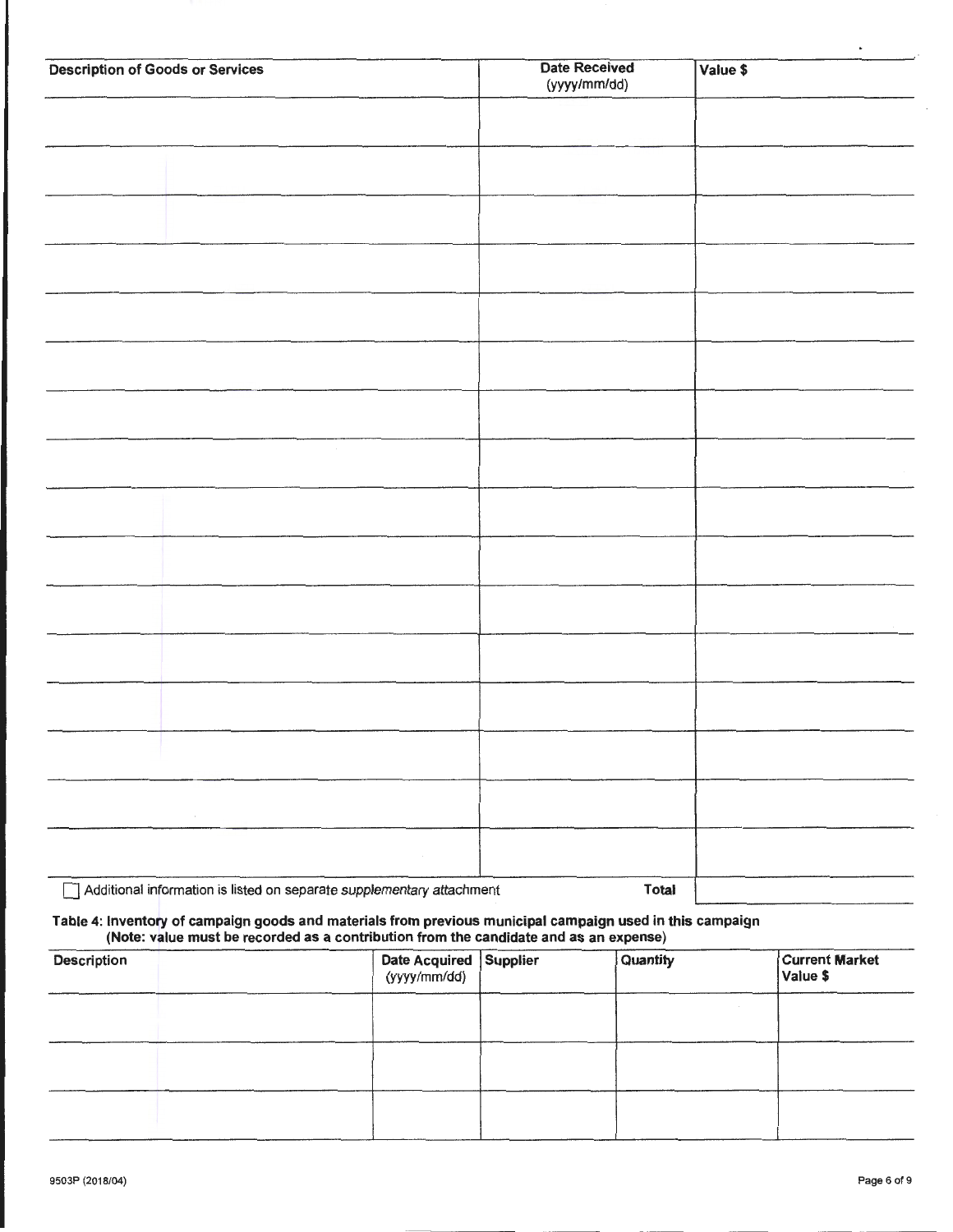| Description of Goods or Services | Date Received (yyyy/mm/dd) | Value $ |
| --- | --- | --- |
| | | |
| | | |
| | | |
| | | |
| | | |
| | | |
| | | |
| | | |
| | | |
| | | |
| | | |
| | | |
| | | |
| | | |
| | | |
| | | |
| ☐ Additional information is listed on separate *supplementary attachment* | **Total** | |

**Table 4: Inventory of campaign goods and materials from previous municipal campaign used in this campaign (Note: value must be recorded as a contribution from the candidate and as an expense)**

| Description | Date Acquired (yyyy/mm/dd) | Supplier | Quantity | Current Market Value $ |
| --- | --- | --- | --- | --- |
| | | | | |
| | | | | |
| | | | | |

9503P (2018/04)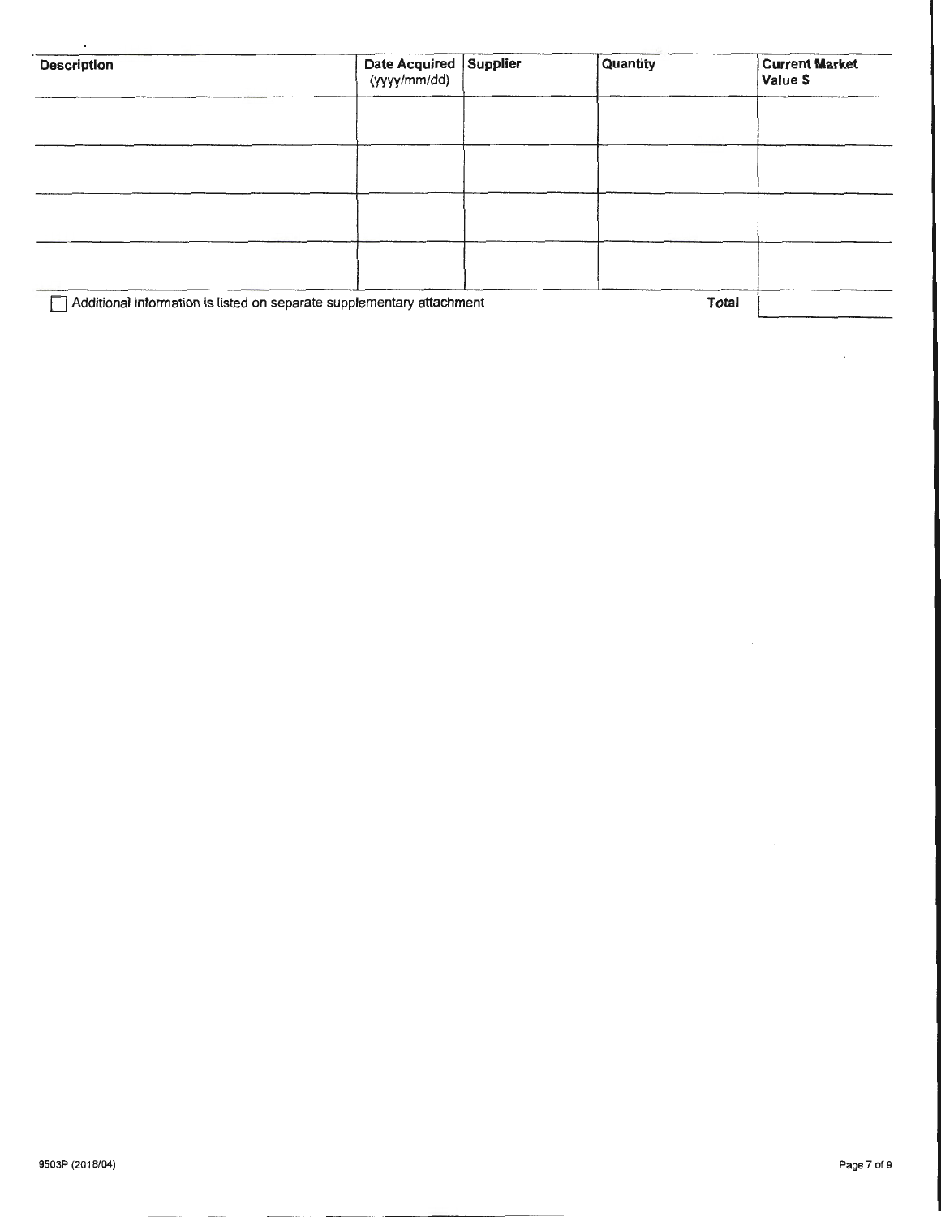| Description | Date Acquired (yyyy/mm/dd) | Supplier | Quantity | Current Market Value $ |
|---|---|---|---|---|
| | | | | |
| | | | | |
| | | | | |
| | | | | |
| | | | Total | |

☐ Additional information is listed on separate supplementary attachment

9503P (2018/04)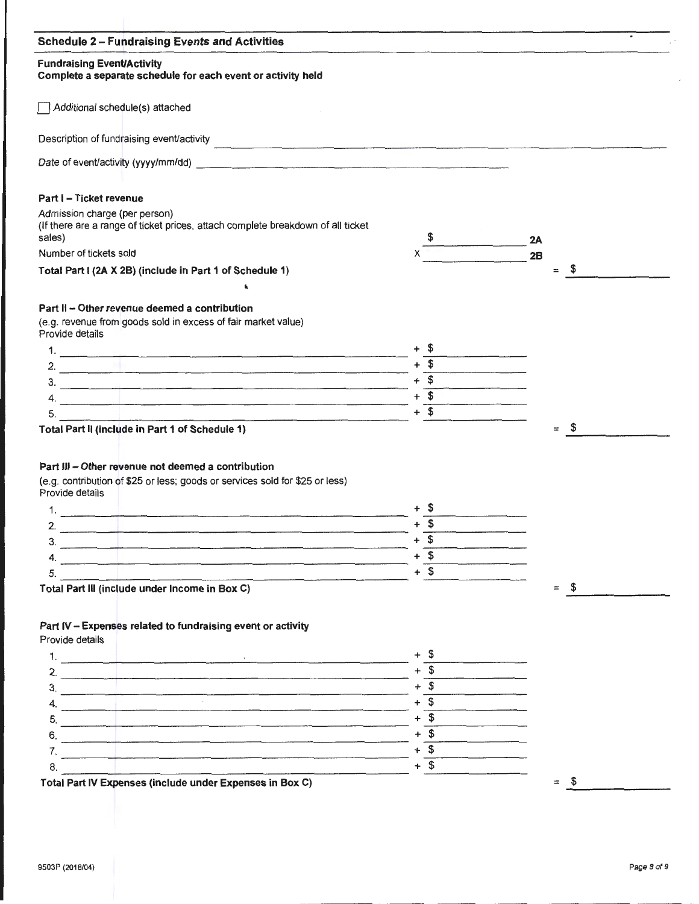## Schedule 2 – Fundraising Events and Activities

**Fundraising Event/Activity**
**Complete a separate schedule for each event or activity held**

☐ *Additional* schedule(s) attached

Description of fundraising event/activity \_\_\_\_\_\_\_\_\_\_\_\_\_\_\_\_\_\_\_\_

Date of event/activity (yyyy/mm/dd) \_\_\_\_\_\_\_\_\_\_\_\_\_\_\_\_\_\_\_\_

### Part I – Ticket revenue

Admission charge (per person)
(If there are a range of ticket prices, attach complete breakdown of all ticket sales) $ \_\_\_\_\_\_\_\_ 2A

Number of tickets sold X \_\_\_\_\_\_\_\_ 2B

**Total Part I (2A X 2B) (include in Part 1 of Schedule 1)** = $ \_\_\_\_\_\_\_\_

### Part II – Other revenue deemed a contribution

(e.g. revenue from goods sold in excess of fair market value)
Provide details

1. \_\_\_\_\_\_\_\_\_\_\_\_\_\_\_\_\_\_\_\_ + $ \_\_\_\_\_\_\_\_
2. \_\_\_\_\_\_\_\_\_\_\_\_\_\_\_\_\_\_\_\_ + $ \_\_\_\_\_\_\_\_
3. \_\_\_\_\_\_\_\_\_\_\_\_\_\_\_\_\_\_\_\_ + $ \_\_\_\_\_\_\_\_
4. \_\_\_\_\_\_\_\_\_\_\_\_\_\_\_\_\_\_\_\_ + $ \_\_\_\_\_\_\_\_
5. \_\_\_\_\_\_\_\_\_\_\_\_\_\_\_\_\_\_\_\_ + $ \_\_\_\_\_\_\_\_

**Total Part II (include in Part 1 of Schedule 1)** = $ \_\_\_\_\_\_\_\_

### Part III – Other revenue not deemed a contribution

(e.g. contribution of $25 or less; goods or services sold for $25 or less)
Provide details

1. \_\_\_\_\_\_\_\_\_\_\_\_\_\_\_\_\_\_\_\_ + $ \_\_\_\_\_\_\_\_
2. \_\_\_\_\_\_\_\_\_\_\_\_\_\_\_\_\_\_\_\_ + $ \_\_\_\_\_\_\_\_
3. \_\_\_\_\_\_\_\_\_\_\_\_\_\_\_\_\_\_\_\_ + $ \_\_\_\_\_\_\_\_
4. \_\_\_\_\_\_\_\_\_\_\_\_\_\_\_\_\_\_\_\_ + $ \_\_\_\_\_\_\_\_
5. \_\_\_\_\_\_\_\_\_\_\_\_\_\_\_\_\_\_\_\_ + $ \_\_\_\_\_\_\_\_

**Total Part III (include under Income in Box C)** = $ \_\_\_\_\_\_\_\_

### Part IV – Expenses related to fundraising event or activity

Provide details

1. \_\_\_\_\_\_\_\_\_\_\_\_\_\_\_\_\_\_\_\_ + $ \_\_\_\_\_\_\_\_
2. \_\_\_\_\_\_\_\_\_\_\_\_\_\_\_\_\_\_\_\_ + $ \_\_\_\_\_\_\_\_
3. \_\_\_\_\_\_\_\_\_\_\_\_\_\_\_\_\_\_\_\_ + $ \_\_\_\_\_\_\_\_
4. \_\_\_\_\_\_\_\_\_\_\_\_\_\_\_\_\_\_\_\_ + $ \_\_\_\_\_\_\_\_
5. \_\_\_\_\_\_\_\_\_\_\_\_\_\_\_\_\_\_\_\_ + $ \_\_\_\_\_\_\_\_
6. \_\_\_\_\_\_\_\_\_\_\_\_\_\_\_\_\_\_\_\_ + $ \_\_\_\_\_\_\_\_
7. \_\_\_\_\_\_\_\_\_\_\_\_\_\_\_\_\_\_\_\_ + $ \_\_\_\_\_\_\_\_
8. \_\_\_\_\_\_\_\_\_\_\_\_\_\_\_\_\_\_\_\_ + $ \_\_\_\_\_\_\_\_

**Total Part IV Expenses (include under Expenses in Box C)** = $ \_\_\_\_\_\_\_\_

9503P (2018/04)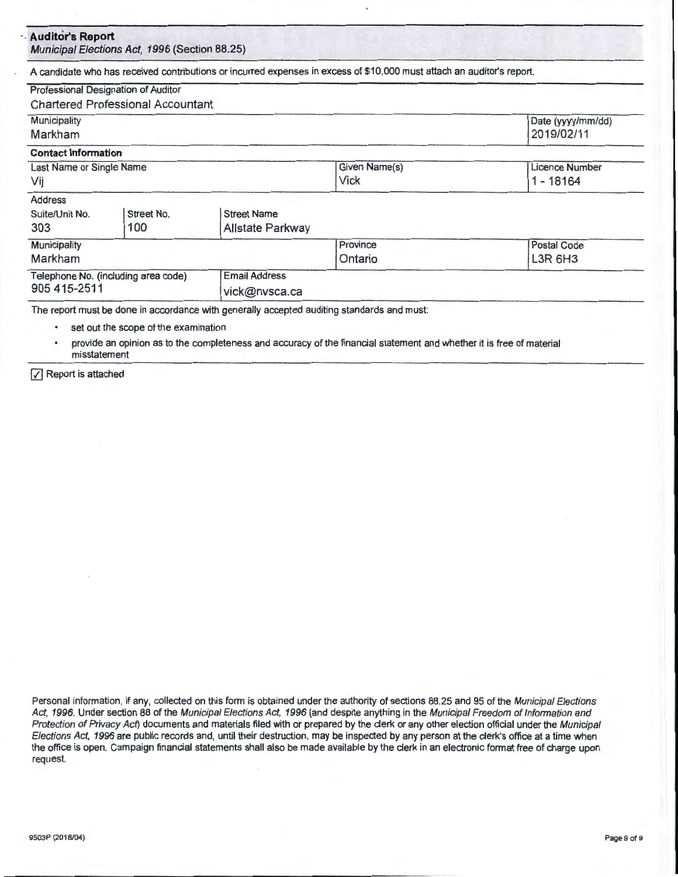## Auditor's Report

*Municipal Elections Act, 1996* (Section 88.25)

A candidate who has received contributions or incurred expenses in excess of $10,000 must attach an auditor's report.

| Professional Designation of Auditor | | |
|---|---|---|
| Chartered Professional Accountant | | |

| Municipality | Date (yyyy/mm/dd) |
|---|---|
| Markham | 2019/02/11 |

**Contact Information**

| Last Name or Single Name | Given Name(s) | Licence Number |
|---|---|---|
| Vij | Vick | 1 - 18164 |

**Address**

| Suite/Unit No. | Street No. | Street Name |
|---|---|---|
| 303 | 100 | Allstate Parkway |

| Municipality | Province | Postal Code |
|---|---|---|
| Markham | Ontario | L3R 6H3 |

| Telephone No. (including area code) | Email Address |
|---|---|
| 905 415-2511 | vick@nvsca.ca |

The report must be done in accordance with generally accepted auditing standards and must:

- set out the scope of the examination
- provide an opinion as to the completeness and accuracy of the financial statement and whether it is free of material misstatement

☑ Report is attached

Personal information, if any, collected on this form is obtained under the authority of sections 88.25 and 95 of the *Municipal Elections Act, 1996*. Under section 88 of the *Municipal Elections Act, 1996* (and despite anything in the *Municipal Freedom of Information and Protection of Privacy Act*) documents and materials filed with or prepared by the clerk or any other election official under the *Municipal Elections Act, 1996* are public records and, until their destruction, may be inspected by any person at the clerk's office at a time when the office is open. Campaign financial statements shall also be made available by the clerk in an electronic format free of charge upon request.

9503P (2018/04)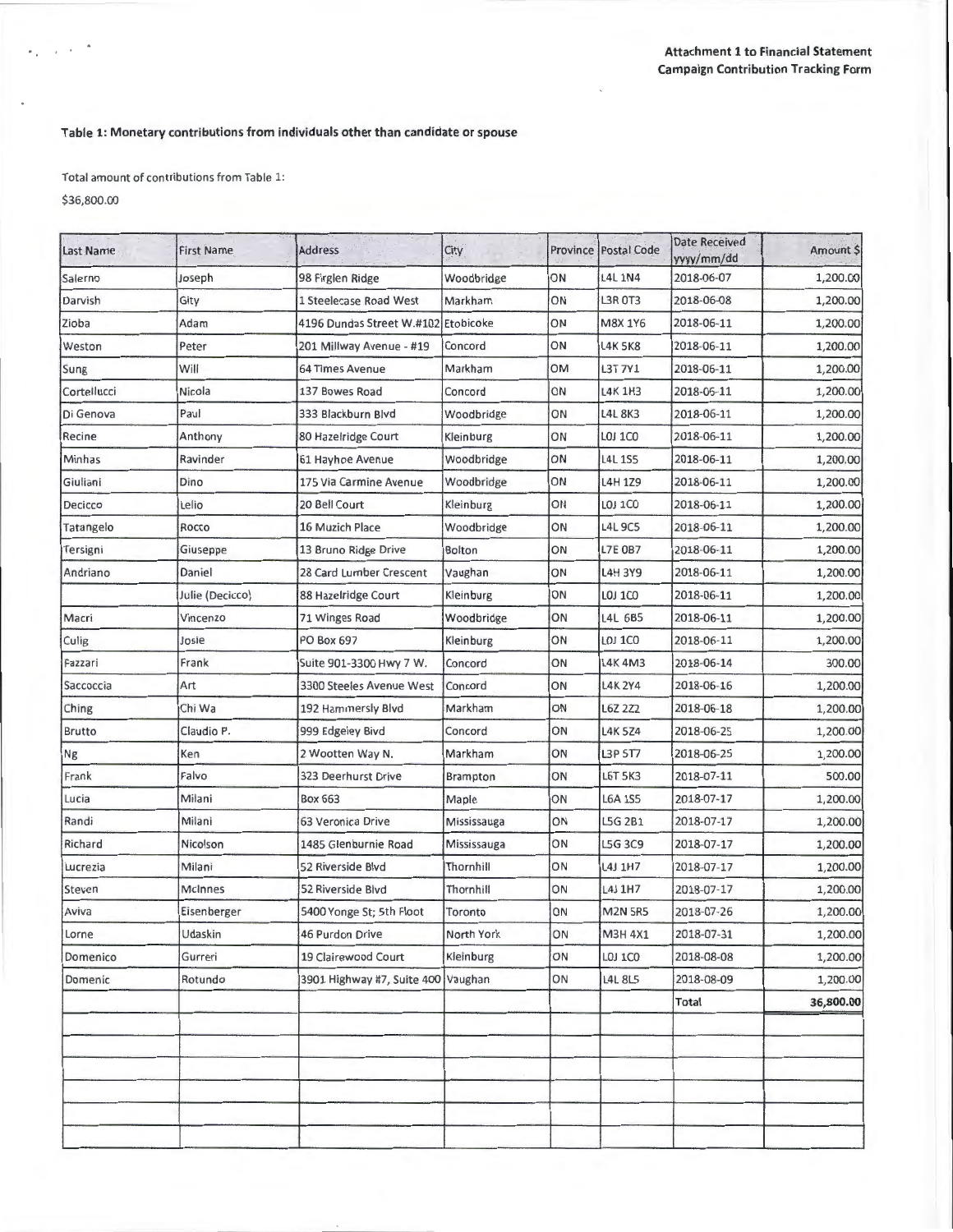**Attachment 1 to Financial Statement**
**Campaign Contribution Tracking Form**

## Table 1: Monetary contributions from individuals other than candidate or spouse

Total amount of contributions from Table 1:

$36,800.00

| Last Name | First Name | Address | City | Province | Postal Code | Date Received yyyy/mm/dd | Amount $ |
|---|---|---|---|---|---|---|---|
| Salerno | Joseph | 98 Firglen Ridge | Woodbridge | ON | L4L 1N4 | 2018-06-07 | 1,200.00 |
| Darvish | Gity | 1 Steelecase Road West | Markham | ON | L3R 0T3 | 2018-06-08 | 1,200.00 |
| Zioba | Adam | 4196 Dundas Street W.#102 | Etobicoke | ON | M8X 1Y6 | 2018-06-11 | 1,200.00 |
| Weston | Peter | 201 Millway Avenue - #19 | Concord | ON | L4K 5K8 | 2018-06-11 | 1,200.00 |
| Sung | Will | 64 Times Avenue | Markham | OM | L3T 7Y1 | 2018-06-11 | 1,200.00 |
| Cortellucci | Nicola | 137 Bowes Road | Concord | ON | L4K 1H3 | 2018-06-11 | 1,200.00 |
| Di Genova | Paul | 333 Blackburn Blvd | Woodbridge | ON | L4L 8K3 | 2018-06-11 | 1,200.00 |
| Recine | Anthony | 80 Hazelridge Court | Kleinburg | ON | L0J 1C0 | 2018-06-11 | 1,200.00 |
| Minhas | Ravinder | 61 Hayhoe Avenue | Woodbridge | ON | L4L 1S5 | 2018-06-11 | 1,200.00 |
| Giuliani | Dino | 175 Via Carmine Avenue | Woodbridge | ON | L4H 1Z9 | 2018-06-11 | 1,200.00 |
| Decicco | Lelio | 20 Bell Court | Kleinburg | ON | L0J 1C0 | 2018-06-11 | 1,200.00 |
| Tatangelo | Rocco | 16 Muzich Place | Woodbridge | ON | L4L 9C5 | 2018-06-11 | 1,200.00 |
| Tersigni | Giuseppe | 13 Bruno Ridge Drive | Bolton | ON | L7E 0B7 | 2018-06-11 | 1,200.00 |
| Andriano | Daniel | 28 Card Lumber Crescent | Vaughan | ON | L4H 3Y9 | 2018-06-11 | 1,200.00 |
| | Julie (Decicco) | 88 Hazelridge Court | Kleinburg | ON | L0J 1C0 | 2018-06-11 | 1,200.00 |
| Macri | Vincenzo | 71 Winges Road | Woodbridge | ON | L4L 6B5 | 2018-06-11 | 1,200.00 |
| Culig | Josie | PO Box 697 | Kleinburg | ON | L0J 1C0 | 2018-06-11 | 1,200.00 |
| Fazzari | Frank | Suite 901-3300 Hwy 7 W. | Concord | ON | L4K 4M3 | 2018-06-14 | 300.00 |
| Saccoccia | Art | 3300 Steeles Avenue West | Concord | ON | L4K 2Y4 | 2018-06-16 | 1,200.00 |
| Ching | Chi Wa | 192 Hammersly Blvd | Markham | ON | L6Z 2Z2 | 2018-06-18 | 1,200.00 |
| Brutto | Claudio P. | 999 Edgeley Blvd | Concord | ON | L4K 5Z4 | 2018-06-25 | 1,200.00 |
| Ng | Ken | 2 Wootten Way N. | Markham | ON | L3P 5T7 | 2018-06-25 | 1,200.00 |
| Frank | Falvo | 323 Deerhurst Drive | Brampton | ON | L6T 5K3 | 2018-07-11 | 500.00 |
| Lucia | Milani | Box 663 | Maple | ON | L6A 1S5 | 2018-07-17 | 1,200.00 |
| Randi | Milani | 63 Veronica Drive | Mississauga | ON | L5G 2B1 | 2018-07-17 | 1,200.00 |
| Richard | Nicolson | 1485 Glenburnie Road | Mississauga | ON | L5G 3C9 | 2018-07-17 | 1,200.00 |
| Lucrezia | Milani | 52 Riverside Blvd | Thornhill | ON | L4J 1H7 | 2018-07-17 | 1,200.00 |
| Steven | McInnes | 52 Riverside Blvd | Thornhill | ON | L4J 1H7 | 2018-07-17 | 1,200.00 |
| Aviva | Eisenberger | 5400 Yonge St; 5th Floor | Toronto | ON | M2N 5R5 | 2018-07-26 | 1,200.00 |
| Lorne | Udaskin | 46 Purdon Drive | North York | ON | M3H 4X1 | 2018-07-31 | 1,200.00 |
| Domenico | Gurreri | 19 Clairewood Court | Kleinburg | ON | L0J 1C0 | 2018-08-08 | 1,200.00 |
| Domenic | Rotundo | 3901 Highway #7, Suite 400 | Vaughan | ON | L4L 8L5 | 2018-08-09 | 1,200.00 |
| | | | | | | Total | 36,800.00 |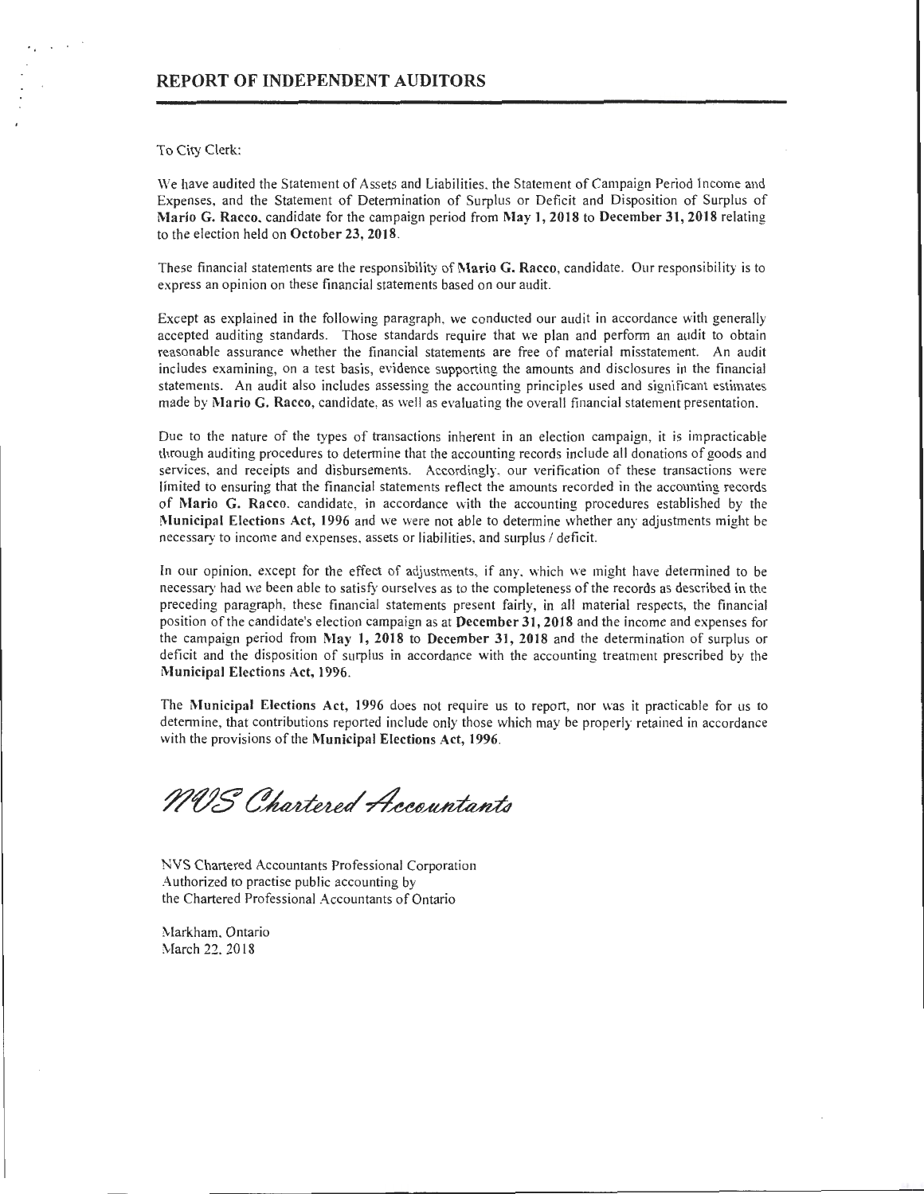## REPORT OF INDEPENDENT AUDITORS

To City Clerk:

We have audited the Statement of Assets and Liabilities, the Statement of Campaign Period Income and Expenses, and the Statement of Determination of Surplus or Deficit and Disposition of Surplus of **Mario G. Racco**, candidate for the campaign period from **May 1, 2018** to **December 31, 2018** relating to the election held on **October 23, 2018**.

These financial statements are the responsibility of **Mario G. Racco**, candidate. Our responsibility is to express an opinion on these financial statements based on our audit.

Except as explained in the following paragraph, we conducted our audit in accordance with generally accepted auditing standards. Those standards require that we plan and perform an audit to obtain reasonable assurance whether the financial statements are free of material misstatement. An audit includes examining, on a test basis, evidence supporting the amounts and disclosures in the financial statements. An audit also includes assessing the accounting principles used and significant estimates made by **Mario G. Racco**, candidate, as well as evaluating the overall financial statement presentation.

Due to the nature of the types of transactions inherent in an election campaign, it is impracticable through auditing procedures to determine that the accounting records include all donations of goods and services, and receipts and disbursements. Accordingly, our verification of these transactions were limited to ensuring that the financial statements reflect the amounts recorded in the accounting records of **Mario G. Racco**, candidate, in accordance with the accounting procedures established by the **Municipal Elections Act, 1996** and we were not able to determine whether any adjustments might be necessary to income and expenses, assets or liabilities, and surplus / deficit.

In our opinion, except for the effect of adjustments, if any, which we might have determined to be necessary had we been able to satisfy ourselves as to the completeness of the records as described in the preceding paragraph, these financial statements present fairly, in all material respects, the financial position of the candidate's election campaign as at **December 31, 2018** and the income and expenses for the campaign period from **May 1, 2018** to **December 31, 2018** and the determination of surplus or deficit and the disposition of surplus in accordance with the accounting treatment prescribed by the **Municipal Elections Act, 1996**.

The **Municipal Elections Act, 1996** does not require us to report, nor was it practicable for us to determine, that contributions reported include only those which may be properly retained in accordance with the provisions of the **Municipal Elections Act, 1996**.

*NVS Chartered Accountants*

NVS Chartered Accountants Professional Corporation
Authorized to practise public accounting by
the Chartered Professional Accountants of Ontario

Markham, Ontario
March 22, 2018